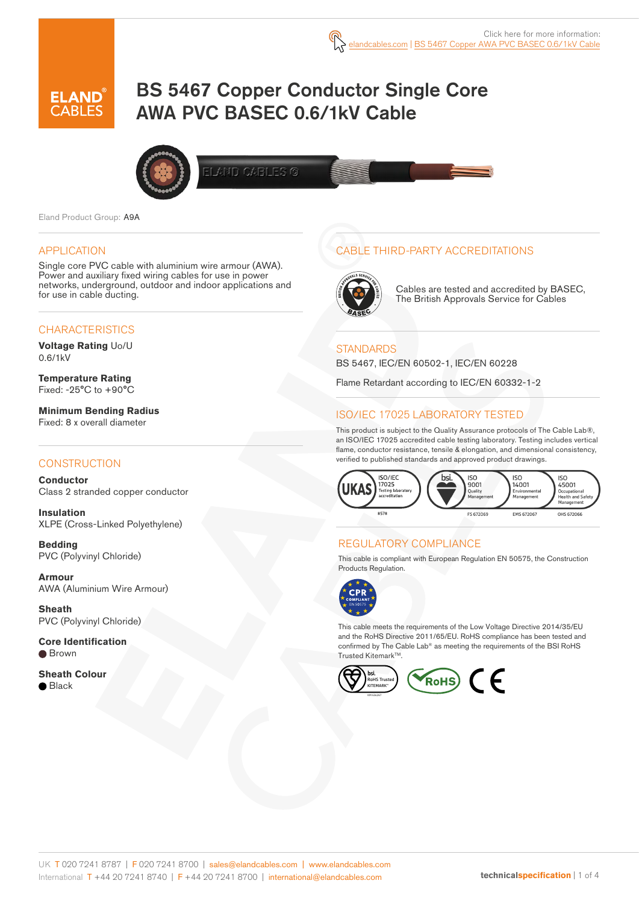Click here for more information: elandcables.com | BS 5467 Copper AWA PVC BASEC 0.6/1kV Cable

# BS 5467 Copper Conductor Single Core AWA PVC BASEC 0.6/1kV Cable

Eland Product Group: A9A

## APPLICATION

Single core PVC cable with aluminium wire armour (AWA). Power and auxiliary fixed wiring cables for use in power networks, underground, outdoor and indoor applications and for use in cable ducting.

## CHARACTERISTICS

**Voltage Rating** Uo/U
0.6/1kV

**Temperature Rating**
Fixed: -25°C to +90°C

**Minimum Bending Radius**
Fixed: 8 x overall diameter

## CONSTRUCTION

**Conductor**
Class 2 stranded copper conductor

**Insulation**
XLPE (Cross-Linked Polyethylene)

**Bedding**
PVC (Polyvinyl Chloride)

**Armour**
AWA (Aluminium Wire Armour)

**Sheath**
PVC (Polyvinyl Chloride)

**Core Identification**
● Brown

**Sheath Colour**
● Black

## CABLE THIRD-PARTY ACCREDITATIONS

Cables are tested and accredited by BASEC, The British Approvals Service for Cables

## STANDARDS

BS 5467, IEC/EN 60502-1, IEC/EN 60228

Flame Retardant according to IEC/EN 60332-1-2

## ISO/IEC 17025 LABORATORY TESTED

This product is subject to the Quality Assurance protocols of The Cable Lab®, an ISO/IEC 17025 accredited cable testing laboratory. Testing includes vertical flame, conductor resistance, tensile & elongation, and dimensional consistency, verified to published standards and approved product drawings.

UKAS ISO/IEC 17025 Testing laboratory accreditation 8578
bsi. ISO 9001 Quality Management FS 672069
ISO 14001 Environmental Management EMS 672067
ISO 45001 Occupational Health and Safety Management OHS 672066

## REGULATORY COMPLIANCE

This cable is compliant with European Regulation EN 50575, the Construction Products Regulation.

CPR COMPLIANT EN 50575

This cable meets the requirements of the Low Voltage Directive 2014/35/EU and the RoHS Directive 2011/65/EU. RoHS compliance has been tested and confirmed by The Cable Lab® as meeting the requirements of the BSI RoHS Trusted Kitemark™.

bsi. RoHS Trusted KITEMARK™ RoHS CE

UK T 020 7241 8787 | F 020 7241 8700 | sales@elandcables.com | www.elandcables.com
International T +44 20 7241 8740 | F +44 20 7241 8700 | international@elandcables.com

technicalspecification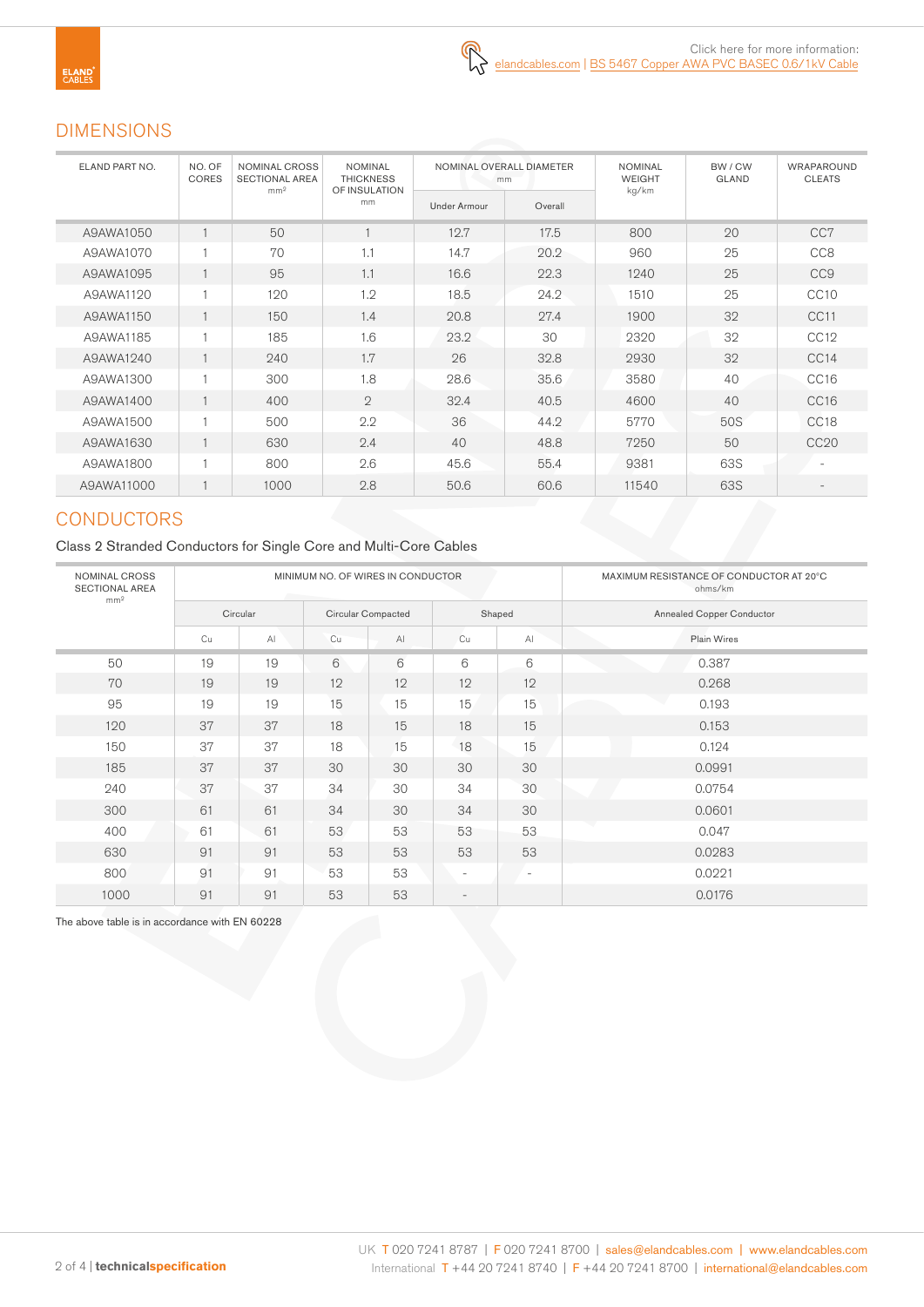Click here for more information:
elandcables.com | BS 5467 Copper AWA PVC BASEC 0.6/1kV Cable

## DIMENSIONS

| ELAND PART NO. | NO. OF CORES | NOMINAL CROSS SECTIONAL AREA mm² | NOMINAL THICKNESS OF INSULATION mm | NOMINAL OVERALL DIAMETER mm | | NOMINAL WEIGHT kg/km | BW / CW GLAND | WRAPAROUND CLEATS |
|---|---|---|---|---|---|---|---|---|
| | | | | Under Armour | Overall | | | |
| A9AWA1050 | 1 | 50 | 1 | 12.7 | 17.5 | 800 | 20 | CC7 |
| A9AWA1070 | 1 | 70 | 1.1 | 14.7 | 20.2 | 960 | 25 | CC8 |
| A9AWA1095 | 1 | 95 | 1.1 | 16.6 | 22.3 | 1240 | 25 | CC9 |
| A9AWA1120 | 1 | 120 | 1.2 | 18.5 | 24.2 | 1510 | 25 | CC10 |
| A9AWA1150 | 1 | 150 | 1.4 | 20.8 | 27.4 | 1900 | 32 | CC11 |
| A9AWA1185 | 1 | 185 | 1.6 | 23.2 | 30 | 2320 | 32 | CC12 |
| A9AWA1240 | 1 | 240 | 1.7 | 26 | 32.8 | 2930 | 32 | CC14 |
| A9AWA1300 | 1 | 300 | 1.8 | 28.6 | 35.6 | 3580 | 40 | CC16 |
| A9AWA1400 | 1 | 400 | 2 | 32.4 | 40.5 | 4600 | 40 | CC16 |
| A9AWA1500 | 1 | 500 | 2.2 | 36 | 44.2 | 5770 | 50S | CC18 |
| A9AWA1630 | 1 | 630 | 2.4 | 40 | 48.8 | 7250 | 50 | CC20 |
| A9AWA1800 | 1 | 800 | 2.6 | 45.6 | 55.4 | 9381 | 63S | - |
| A9AWA11000 | 1 | 1000 | 2.8 | 50.6 | 60.6 | 11540 | 63S | - |

## CONDUCTORS

Class 2 Stranded Conductors for Single Core and Multi-Core Cables

| NOMINAL CROSS SECTIONAL AREA mm² | MINIMUM NO. OF WIRES IN CONDUCTOR | | | | | | MAXIMUM RESISTANCE OF CONDUCTOR AT 20°C ohms/km |
|---|---|---|---|---|---|---|---|
| | Circular | | Circular Compacted | | Shaped | | Annealed Copper Conductor |
| | Cu | Al | Cu | Al | Cu | Al | Plain Wires |
| 50 | 19 | 19 | 6 | 6 | 6 | 6 | 0.387 |
| 70 | 19 | 19 | 12 | 12 | 12 | 12 | 0.268 |
| 95 | 19 | 19 | 15 | 15 | 15 | 15 | 0.193 |
| 120 | 37 | 37 | 18 | 15 | 18 | 15 | 0.153 |
| 150 | 37 | 37 | 18 | 15 | 18 | 15 | 0.124 |
| 185 | 37 | 37 | 30 | 30 | 30 | 30 | 0.0991 |
| 240 | 37 | 37 | 34 | 30 | 34 | 30 | 0.0754 |
| 300 | 61 | 61 | 34 | 30 | 34 | 30 | 0.0601 |
| 400 | 61 | 61 | 53 | 53 | 53 | 53 | 0.047 |
| 630 | 91 | 91 | 53 | 53 | 53 | 53 | 0.0283 |
| 800 | 91 | 91 | 53 | 53 | - | - | 0.0221 |
| 1000 | 91 | 91 | 53 | 53 | - | | 0.0176 |

The above table is in accordance with EN 60228

UK T 020 7241 8787 | F 020 7241 8700 | sales@elandcables.com | www.elandcables.com
International T +44 20 7241 8740 | F +44 20 7241 8700 | international@elandcables.com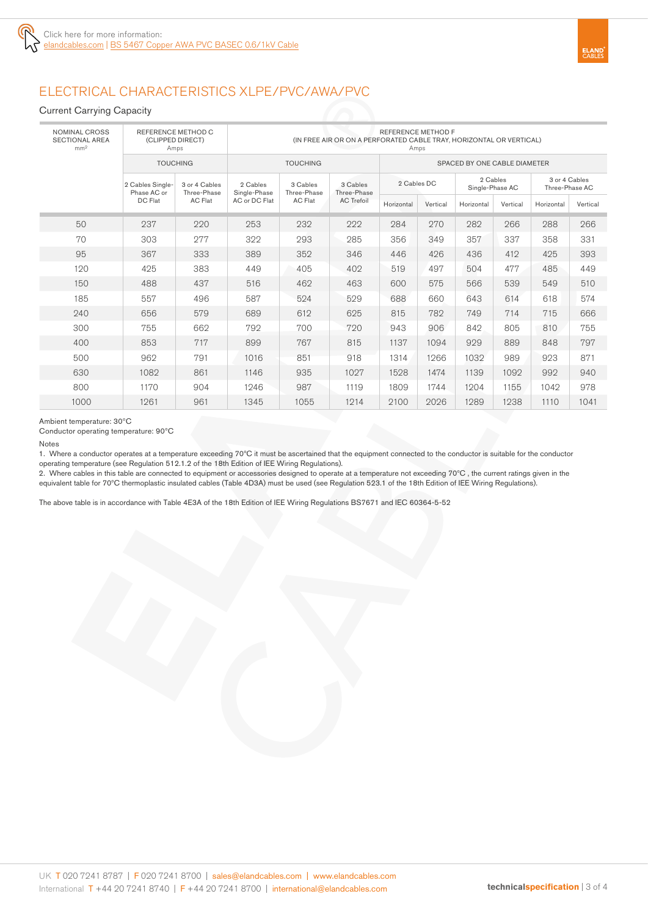Click here for more information:
elandcables.com | BS 5467 Copper AWA PVC BASEC 0.6/1kV Cable

## ELECTRICAL CHARACTERISTICS XLPE/PVC/AWA/PVC

### Current Carrying Capacity

| NOMINAL CROSS SECTIONAL AREA mm² | REFERENCE METHOD C (CLIPPED DIRECT) Amps | | REFERENCE METHOD F (IN FREE AIR OR ON A PERFORATED CABLE TRAY, HORIZONTAL OR VERTICAL) Amps | | | | | | | | |
|---|---|---|---|---|---|---|---|---|---|---|---|
| | TOUCHING | | TOUCHING | | | SPACED BY ONE CABLE DIAMETER | | | | | |
| | 2 Cables Single-Phase AC or DC Flat | 3 or 4 Cables Three-Phase AC Flat | 2 Cables Single-Phase AC or DC Flat | 3 Cables Three-Phase AC Flat | 3 Cables Three-Phase AC Trefoil | 2 Cables DC | | 2 Cables Single-Phase AC | | 3 or 4 Cables Three-Phase AC | |
| | | | | | | Horizontal | Vertical | Horizontal | Vertical | Horizontal | Vertical |
| 50 | 237 | 220 | 253 | 232 | 222 | 284 | 270 | 282 | 266 | 288 | 266 |
| 70 | 303 | 277 | 322 | 293 | 285 | 356 | 349 | 357 | 337 | 358 | 331 |
| 95 | 367 | 333 | 389 | 352 | 346 | 446 | 426 | 436 | 412 | 425 | 393 |
| 120 | 425 | 383 | 449 | 405 | 402 | 519 | 497 | 504 | 477 | 485 | 449 |
| 150 | 488 | 437 | 516 | 462 | 463 | 600 | 575 | 566 | 539 | 549 | 510 |
| 185 | 557 | 496 | 587 | 524 | 529 | 688 | 660 | 643 | 614 | 618 | 574 |
| 240 | 656 | 579 | 689 | 612 | 625 | 815 | 782 | 749 | 714 | 715 | 666 |
| 300 | 755 | 662 | 792 | 700 | 720 | 943 | 906 | 842 | 805 | 810 | 755 |
| 400 | 853 | 717 | 899 | 767 | 815 | 1137 | 1094 | 929 | 889 | 848 | 797 |
| 500 | 962 | 791 | 1016 | 851 | 918 | 1314 | 1266 | 1032 | 989 | 923 | 871 |
| 630 | 1082 | 861 | 1146 | 935 | 1027 | 1528 | 1474 | 1139 | 1092 | 992 | 940 |
| 800 | 1170 | 904 | 1246 | 987 | 1119 | 1809 | 1744 | 1204 | 1155 | 1042 | 978 |
| 1000 | 1261 | 961 | 1345 | 1055 | 1214 | 2100 | 2026 | 1289 | 1238 | 1110 | 1041 |

Ambient temperature: 30°C
Conductor operating temperature: 90°C

Notes
1. Where a conductor operates at a temperature exceeding 70°C it must be ascertained that the equipment connected to the conductor is suitable for the conductor operating temperature (see Regulation 512.1.2 of the 18th Edition of IEE Wiring Regulations).
2. Where cables in this table are connected to equipment or accessories designed to operate at a temperature not exceeding 70°C , the current ratings given in the equivalent table for 70°C thermoplastic insulated cables (Table 4D3A) must be used (see Regulation 523.1 of the 18th Edition of IEE Wiring Regulations).

The above table is in accordance with Table 4E3A of the 18th Edition of IEE Wiring Regulations BS7671 and IEC 60364-5-52

UK T 020 7241 8787 | F 020 7241 8700 | sales@elandcables.com | www.elandcables.com
International T +44 20 7241 8740 | F +44 20 7241 8700 | international@elandcables.com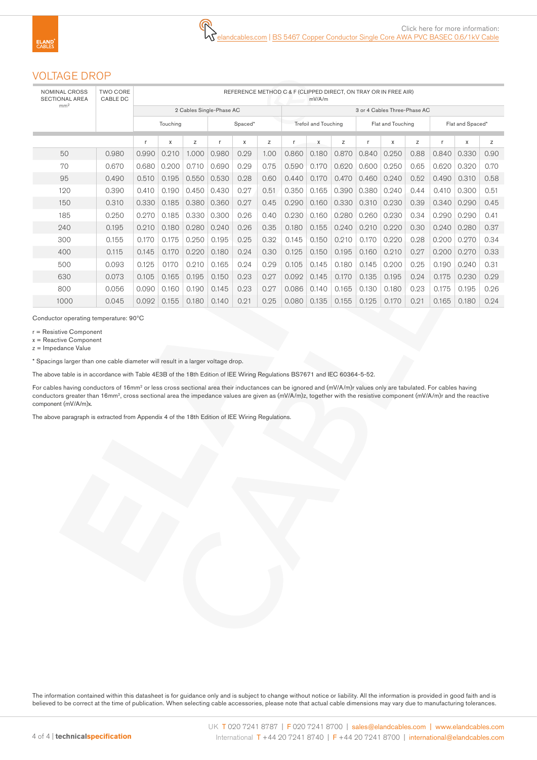# VOLTAGE DROP

| NOMINAL CROSS SECTIONAL AREA mm² | TWO CORE CABLE DC | REFERENCE METHOD C & F (CLIPPED DIRECT, ON TRAY OR IN FREE AIR) mV/A/m | | | | | | | | | | | | | | |
|---|---|---|---|---|---|---|---|---|---|---|---|---|---|---|---|---|
| | | 2 Cables Single-Phase AC | | | | | | 3 or 4 Cables Three-Phase AC | | | | | | | | |
| | | Touching | | | Spaced* | | | Trefoil and Touching | | | Flat and Touching | | | Flat and Spaced* | | |
| | | r | x | z | r | x | z | r | x | z | r | x | z | r | x | z |
| 50 | 0.980 | 0.990 | 0.210 | 1.000 | 0.980 | 0.29 | 1.00 | 0.860 | 0.180 | 0.870 | 0.840 | 0.250 | 0.88 | 0.840 | 0.330 | 0.90 |
| 70 | 0.670 | 0.680 | 0.200 | 0.710 | 0.690 | 0.29 | 0.75 | 0.590 | 0.170 | 0.620 | 0.600 | 0.250 | 0.65 | 0.620 | 0.320 | 0.70 |
| 95 | 0.490 | 0.510 | 0.195 | 0.550 | 0.530 | 0.28 | 0.60 | 0.440 | 0.170 | 0.470 | 0.460 | 0.240 | 0.52 | 0.490 | 0.310 | 0.58 |
| 120 | 0.390 | 0.410 | 0.190 | 0.450 | 0.430 | 0.27 | 0.51 | 0.350 | 0.165 | 0.390 | 0.380 | 0.240 | 0.44 | 0.410 | 0.300 | 0.51 |
| 150 | 0.310 | 0.330 | 0.185 | 0.380 | 0.360 | 0.27 | 0.45 | 0.290 | 0.160 | 0.330 | 0.310 | 0.230 | 0.39 | 0.340 | 0.290 | 0.45 |
| 185 | 0.250 | 0.270 | 0.185 | 0.330 | 0.300 | 0.26 | 0.40 | 0.230 | 0.160 | 0.280 | 0.260 | 0.230 | 0.34 | 0.290 | 0.290 | 0.41 |
| 240 | 0.195 | 0.210 | 0.180 | 0.280 | 0.240 | 0.26 | 0.35 | 0.180 | 0.155 | 0.240 | 0.210 | 0.220 | 0.30 | 0.240 | 0.280 | 0.37 |
| 300 | 0.155 | 0.170 | 0.175 | 0.250 | 0.195 | 0.25 | 0.32 | 0.145 | 0.150 | 0.210 | 0.170 | 0.220 | 0.28 | 0.200 | 0.270 | 0.34 |
| 400 | 0.115 | 0.145 | 0.170 | 0.220 | 0.180 | 0.24 | 0.30 | 0.125 | 0.150 | 0.195 | 0.160 | 0.210 | 0.27 | 0.200 | 0.270 | 0.33 |
| 500 | 0.093 | 0.125 | 0170 | 0.210 | 0.165 | 0.24 | 0.29 | 0.105 | 0.145 | 0.180 | 0.145 | 0.200 | 0.25 | 0.190 | 0.240 | 0.31 |
| 630 | 0.073 | 0.105 | 0.165 | 0.195 | 0.150 | 0.23 | 0.27 | 0.092 | 0.145 | 0.170 | 0.135 | 0.195 | 0.24 | 0.175 | 0.230 | 0.29 |
| 800 | 0.056 | 0.090 | 0.160 | 0.190 | 0.145 | 0.23 | 0.27 | 0.086 | 0.140 | 0.165 | 0.130 | 0.180 | 0.23 | 0.175 | 0.195 | 0.26 |
| 1000 | 0.045 | 0.092 | 0.155 | 0.180 | 0.140 | 0.21 | 0.25 | 0.080 | 0.135 | 0.155 | 0.125 | 0.170 | 0.21 | 0.165 | 0.180 | 0.24 |

Conductor operating temperature: 90°C

r = Resistive Component
x = Reactive Component
z = Impedance Value

* Spacings larger than one cable diameter will result in a larger voltage drop.

The above table is in accordance with Table 4E3B of the 18th Edition of IEE Wiring Regulations BS7671 and IEC 60364-5-52.

For cables having conductors of 16mm² or less cross sectional area their inductances can be ignored and (mV/A/m)r values only are tabulated. For cables having conductors greater than 16mm², cross sectional area the impedance values are given as (mV/A/m)z, together with the resistive component (mV/A/m)r and the reactive component (mV/A/m)x.

The above paragraph is extracted from Appendix 4 of the 18th Edition of IEE Wiring Regulations.

The information contained within this datasheet is for guidance only and is subject to change without notice or liability. All the information is provided in good faith and is believed to be correct at the time of publication. When selecting cable accessories, please note that actual cable dimensions may vary due to manufacturing tolerances.